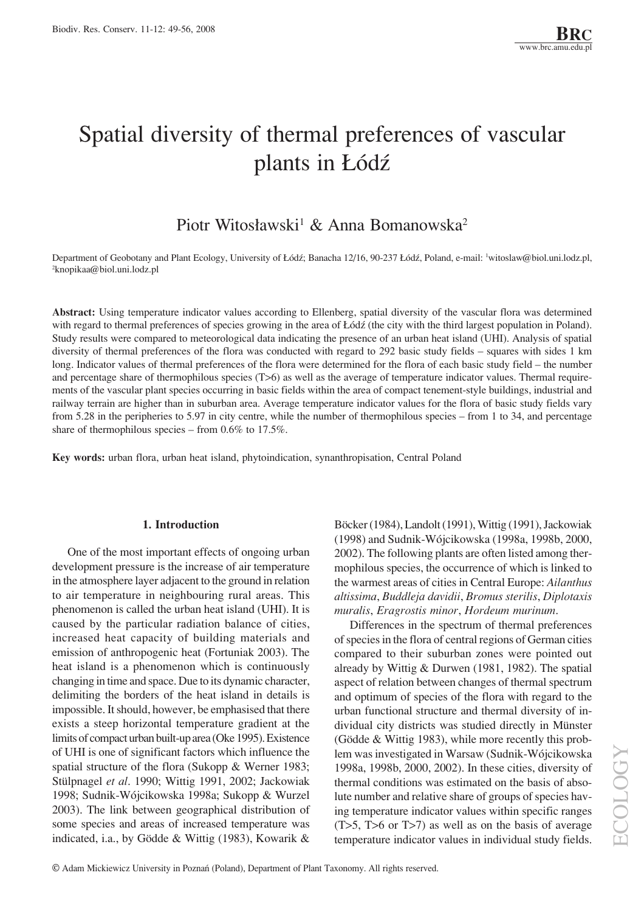# Spatial diversity of thermal preferences of vascular plants in Łódź

Piotr Witosławski[1] & Anna Bomanowska[2]

Department of Geobotany and Plant Ecology, University of Łódź; Banacha 12/16, 90-237 Łódź, Poland, e-mail: [1]witoslaw@biol.uni.lodz.pl, [2]knopikaa@biol.uni.lodz.pl

**Abstract:** Using temperature indicator values according to Ellenberg, spatial diversity of the vascular flora was determined with regard to thermal preferences of species growing in the area of Łódź (the city with the third largest population in Poland). Study results were compared to meteorological data indicating the presence of an urban heat island (UHI). Analysis of spatial diversity of thermal preferences of the flora was conducted with regard to 292 basic study fields – squares with sides 1 km long. Indicator values of thermal preferences of the flora were determined for the flora of each basic study field – the number and percentage share of thermophilous species (T>6) as well as the average of temperature indicator values. Thermal requirements of the vascular plant species occurring in basic fields within the area of compact tenement-style buildings, industrial and railway terrain are higher than in suburban area. Average temperature indicator values for the flora of basic study fields vary from 5.28 in the peripheries to 5.97 in city centre, while the number of thermophilous species – from 1 to 34, and percentage share of thermophilous species – from 0.6% to 17.5%.

**Key words:** urban flora, urban heat island, phytoindication, synanthropisation, Central Poland

## 1. Introduction

One of the most important effects of ongoing urban development pressure is the increase of air temperature in the atmosphere layer adjacent to the ground in relation to air temperature in neighbouring rural areas. This phenomenon is called the urban heat island (UHI). It is caused by the particular radiation balance of cities, increased heat capacity of building materials and emission of anthropogenic heat (Fortuniak 2003). The heat island is a phenomenon which is continuously changing in time and space. Due to its dynamic character, delimiting the borders of the heat island in details is impossible. It should, however, be emphasised that there exists a steep horizontal temperature gradient at the limits of compact urban built-up area (Oke 1995). Existence of UHI is one of significant factors which influence the spatial structure of the flora (Sukopp & Werner 1983; Stülpnagel *et al*. 1990; Wittig 1991, 2002; Jackowiak 1998; Sudnik-Wójcikowska 1998a; Sukopp & Wurzel 2003). The link between geographical distribution of some species and areas of increased temperature was indicated, i.a., by Gödde & Wittig (1983), Kowarik & Böcker (1984), Landolt (1991), Wittig (1991), Jackowiak (1998) and Sudnik-Wójcikowska (1998a, 1998b, 2000, 2002). The following plants are often listed among thermophilous species, the occurrence of which is linked to the warmest areas of cities in Central Europe: *Ailanthus altissima*, *Buddleja davidii*, *Bromus sterilis*, *Diplotaxis muralis*, *Eragrostis minor*, *Hordeum murinum*.

Differences in the spectrum of thermal preferences of species in the flora of central regions of German cities compared to their suburban zones were pointed out already by Wittig & Durwen (1981, 1982). The spatial aspect of relation between changes of thermal spectrum and optimum of species of the flora with regard to the urban functional structure and thermal diversity of individual city districts was studied directly in Münster (Gödde & Wittig 1983), while more recently this problem was investigated in Warsaw (Sudnik-Wójcikowska 1998a, 1998b, 2000, 2002). In these cities, diversity of thermal conditions was estimated on the basis of absolute number and relative share of groups of species having temperature indicator values within specific ranges (T>5, T>6 or T>7) as well as on the basis of average temperature indicator values in individual study fields.

© Adam Mickiewicz University in Poznań (Poland), Department of Plant Taxonomy. All rights reserved.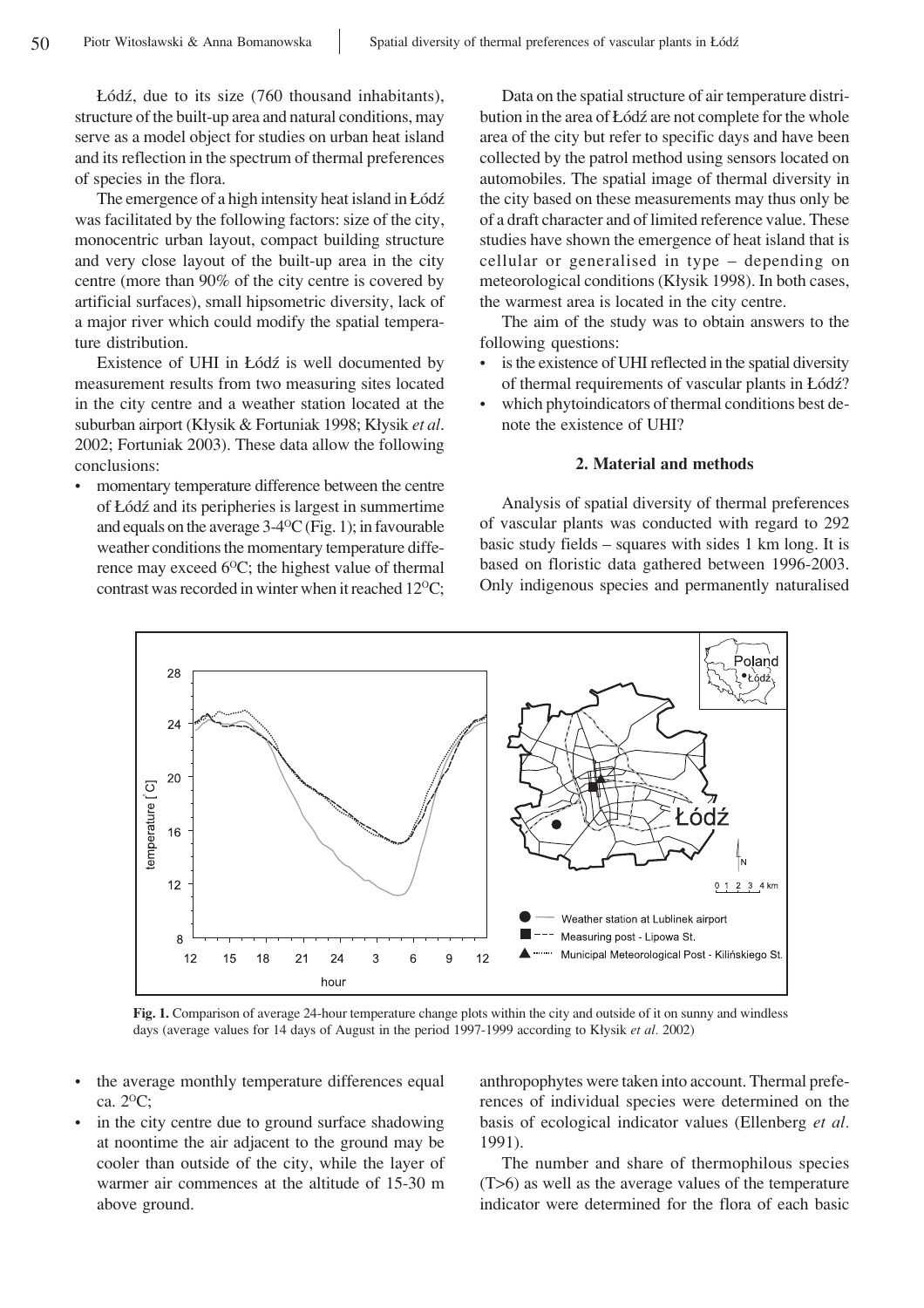Łódź, due to its size (760 thousand inhabitants), structure of the built-up area and natural conditions, may serve as a model object for studies on urban heat island and its reflection in the spectrum of thermal preferences of species in the flora.

The emergence of a high intensity heat island in Łódź was facilitated by the following factors: size of the city, monocentric urban layout, compact building structure and very close layout of the built-up area in the city centre (more than 90% of the city centre is covered by artificial surfaces), small hipsometric diversity, lack of a major river which could modify the spatial temperature distribution.

Existence of UHI in Łódź is well documented by measurement results from two measuring sites located in the city centre and a weather station located at the suburban airport (Kłysik & Fortuniak 1998; Kłysik *et al*. 2002; Fortuniak 2003). These data allow the following conclusions:

- momentary temperature difference between the centre of Łódź and its peripheries is largest in summertime and equals on the average 3-4°C (Fig. 1); in favourable weather conditions the momentary temperature difference may exceed 6°C; the highest value of thermal contrast was recorded in winter when it reached 12°C;
- the average monthly temperature differences equal ca. 2°C;
- in the city centre due to ground surface shadowing at noontime the air adjacent to the ground may be cooler than outside of the city, while the layer of warmer air commences at the altitude of 15-30 m above ground.

Data on the spatial structure of air temperature distribution in the area of Łódź are not complete for the whole area of the city but refer to specific days and have been collected by the patrol method using sensors located on automobiles. The spatial image of thermal diversity in the city based on these measurements may thus only be of a draft character and of limited reference value. These studies have shown the emergence of heat island that is cellular or generalised in type – depending on meteorological conditions (Kłysik 1998). In both cases, the warmest area is located in the city centre.

The aim of the study was to obtain answers to the following questions:

- is the existence of UHI reflected in the spatial diversity of thermal requirements of vascular plants in Łódź?
- which phytoindicators of thermal conditions best denote the existence of UHI?

## 2. Material and methods

Analysis of spatial diversity of thermal preferences of vascular plants was conducted with regard to 292 basic study fields – squares with sides 1 km long. It is based on floristic data gathered between 1996-2003. Only indigenous species and permanently naturalised anthropophytes were taken into account. Thermal preferences of individual species were determined on the basis of ecological indicator values (Ellenberg *et al.* 1991).

The number and share of thermophilous species (T>6) as well as the average values of the temperature indicator were determined for the flora of each basic

**Fig. 1.** Comparison of average 24-hour temperature change plots within the city and outside of it on sunny and windless days (average values for 14 days of August in the period 1997-1999 according to Kłysik *et al.* 2002)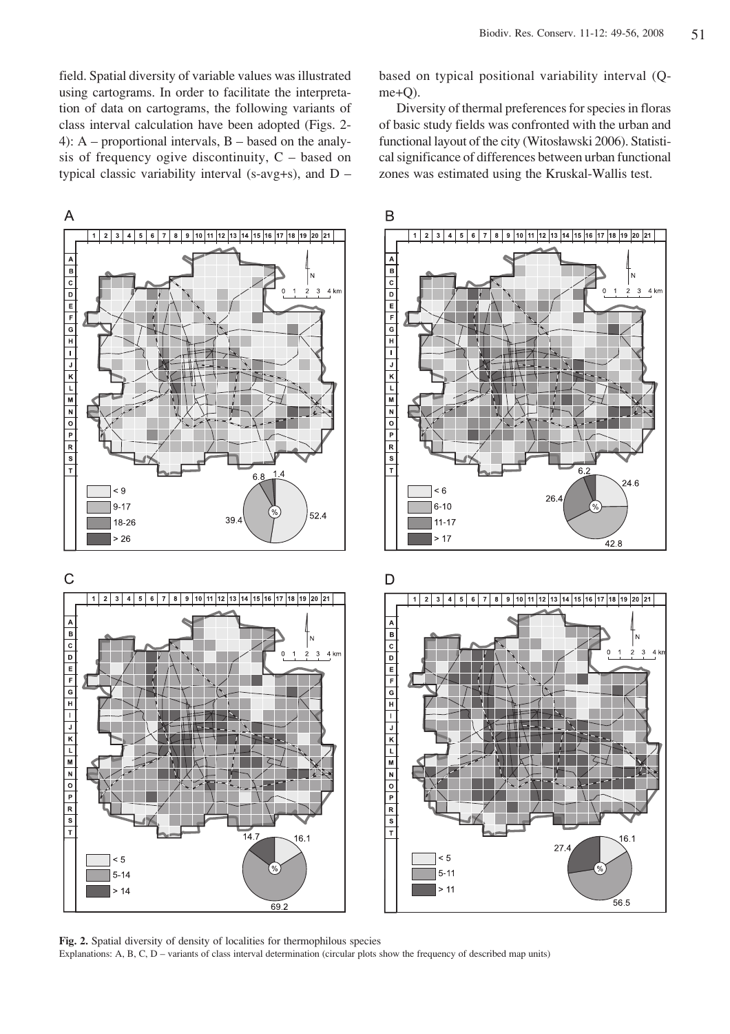field. Spatial diversity of variable values was illustrated using cartograms. In order to facilitate the interpretation of data on cartograms, the following variants of class interval calculation have been adopted (Figs. 2-4): A – proportional intervals, B – based on the analysis of frequency ogive discontinuity, C – based on typical classic variability interval (s-avg+s), and D – based on typical positional variability interval (Q-me+Q).

Diversity of thermal preferences for species in floras of basic study fields was confronted with the urban and functional layout of the city (Witosławski 2006). Statistical significance of differences between urban functional zones was estimated using the Kruskal-Wallis test.

**Fig. 2.** Spatial diversity of density of localities for thermophilous species

Explanations: A, B, C, D – variants of class interval determination (circular plots show the frequency of described map units)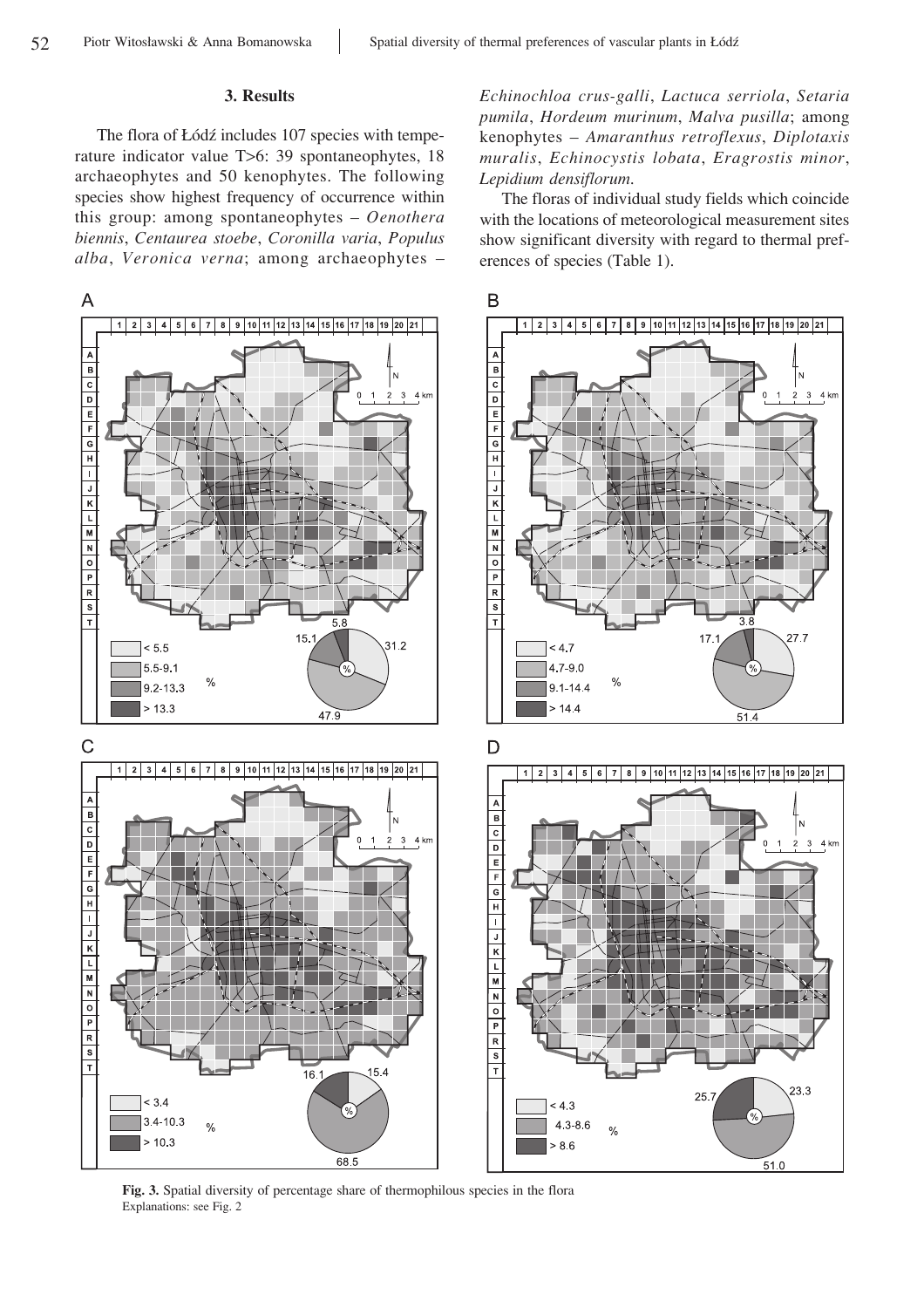## 3. Results

The flora of Łódź includes 107 species with temperature indicator value T>6: 39 spontaneophytes, 18 archaeophytes and 50 kenophytes. The following species show highest frequency of occurrence within this group: among spontaneophytes – *Oenothera biennis*, *Centaurea stoebe*, *Coronilla varia*, *Populus alba*, *Veronica verna*; among archaeophytes – *Echinochloa crus-galli*, *Lactuca serriola*, *Setaria pumila*, *Hordeum murinum*, *Malva pusilla*; among kenophytes – *Amaranthus retroflexus*, *Diplotaxis muralis*, *Echinocystis lobata*, *Eragrostis minor*, *Lepidium densiflorum*.

The floras of individual study fields which coincide with the locations of meteorological measurement sites show significant diversity with regard to thermal preferences of species (Table 1).

**Fig. 3.** Spatial diversity of percentage share of thermophilous species in the flora
Explanations: see Fig. 2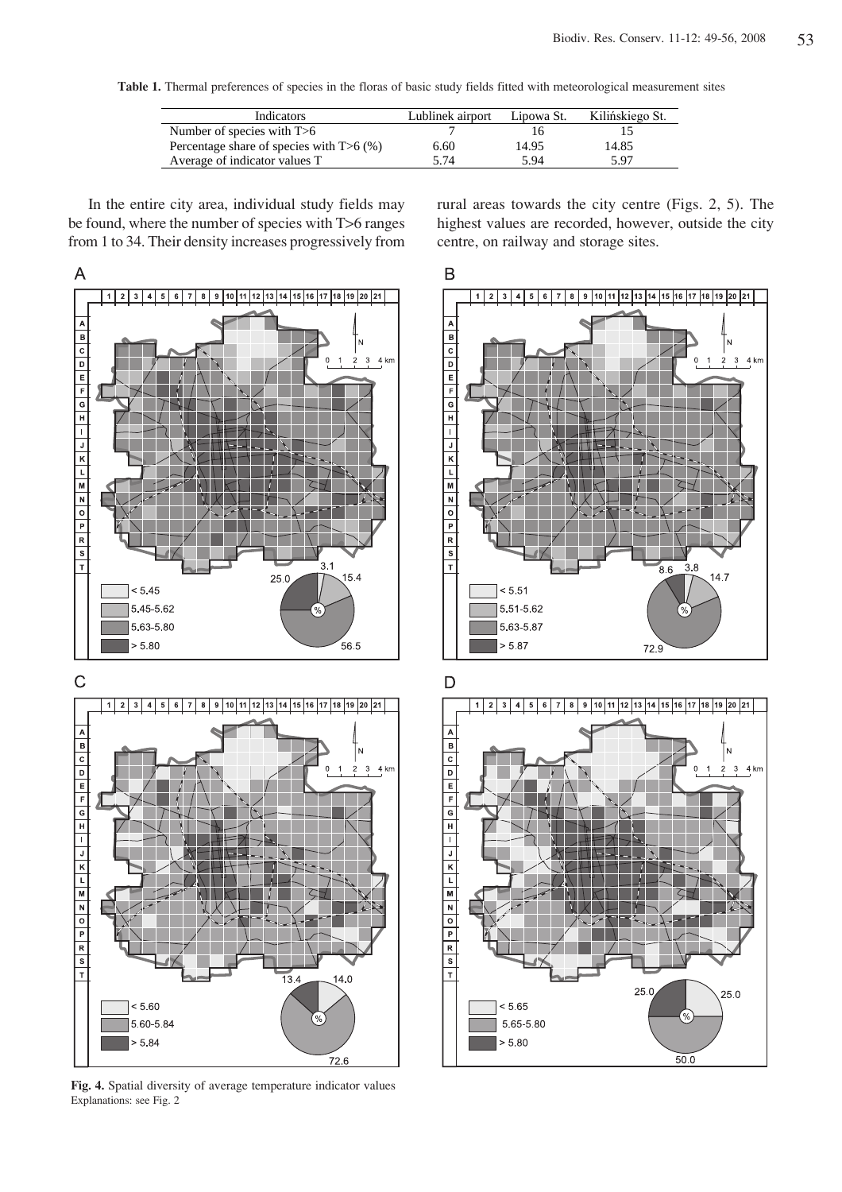**Table 1.** Thermal preferences of species in the floras of basic study fields fitted with meteorological measurement sites

| Indicators | Lublinek airport | Lipowa St. | Kilińskiego St. |
|---|---|---|---|
| Number of species with T>6 | 7 | 16 | 15 |
| Percentage share of species with T>6 (%) | 6.60 | 14.95 | 14.85 |
| Average of indicator values T | 5.74 | 5.94 | 5.97 |

In the entire city area, individual study fields may be found, where the number of species with T>6 ranges from 1 to 34. Their density increases progressively from rural areas towards the city centre (Figs. 2, 5). The highest values are recorded, however, outside the city centre, on railway and storage sites.

**Fig. 4.** Spatial diversity of average temperature indicator values
Explanations: see Fig. 2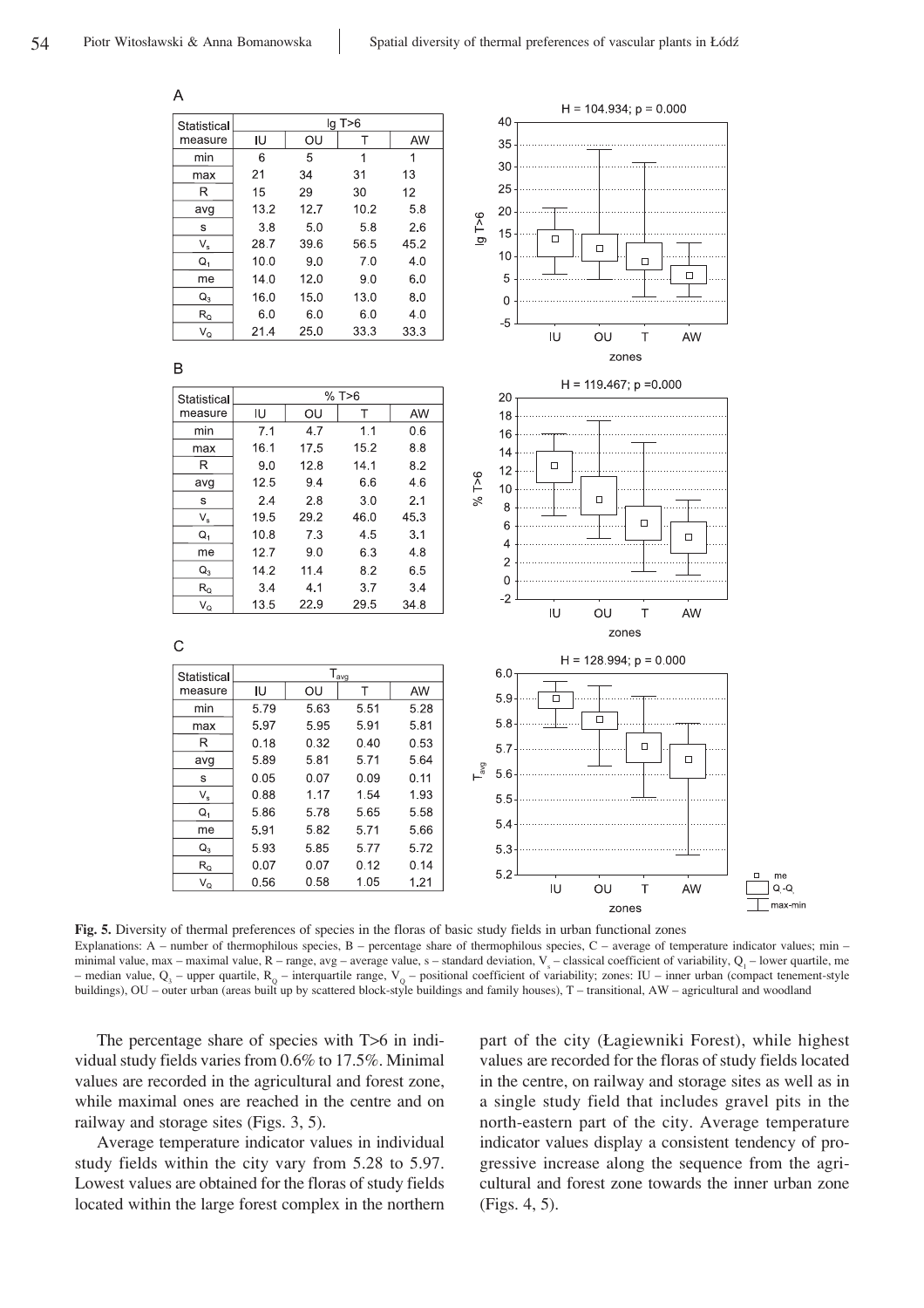A

| Statistical measure | lg T>6 | | | |
|---|---|---|---|---|
| | IU | OU | T | AW |
| min | 6 | 5 | 1 | 1 |
| max | 21 | 34 | 31 | 13 |
| R | 15 | 29 | 30 | 12 |
| avg | 13.2 | 12.7 | 10.2 | 5.8 |
| s | 3.8 | 5.0 | 5.8 | 2.6 |
| $V_s$ | 28.7 | 39.6 | 56.5 | 45.2 |
| $Q_1$ | 10.0 | 9.0 | 7.0 | 4.0 |
| me | 14.0 | 12.0 | 9.0 | 6.0 |
| $Q_3$ | 16.0 | 15.0 | 13.0 | 8.0 |
| $R_Q$ | 6.0 | 6.0 | 6.0 | 4.0 |
| $V_Q$ | 21.4 | 25.0 | 33.3 | 33.3 |

H = 104.934; p = 0.000

B

| Statistical measure | % T>6 | | | |
|---|---|---|---|---|
| | IU | OU | T | AW |
| min | 7.1 | 4.7 | 1.1 | 0.6 |
| max | 16.1 | 17.5 | 15.2 | 8.8 |
| R | 9.0 | 12.8 | 14.1 | 8.2 |
| avg | 12.5 | 9.4 | 6.6 | 4.6 |
| s | 2.4 | 2.8 | 3.0 | 2.1 |
| $V_s$ | 19.5 | 29.2 | 46.0 | 45.3 |
| $Q_1$ | 10.8 | 7.3 | 4.5 | 3.1 |
| me | 12.7 | 9.0 | 6.3 | 4.8 |
| $Q_3$ | 14.2 | 11.4 | 8.2 | 6.5 |
| $R_Q$ | 3.4 | 4.1 | 3.7 | 3.4 |
| $V_Q$ | 13.5 | 22.9 | 29.5 | 34.8 |

H = 119.467; p =0.000

C

| Statistical measure | $T_{avg}$ | | | |
|---|---|---|---|---|
| | IU | OU | T | AW |
| min | 5.79 | 5.63 | 5.51 | 5.28 |
| max | 5.97 | 5.95 | 5.91 | 5.81 |
| R | 0.18 | 0.32 | 0.40 | 0.53 |
| avg | 5.89 | 5.81 | 5.71 | 5.64 |
| s | 0.05 | 0.07 | 0.09 | 0.11 |
| $V_s$ | 0.88 | 1.17 | 1.54 | 1.93 |
| $Q_1$ | 5.86 | 5.78 | 5.65 | 5.58 |
| me | 5.91 | 5.82 | 5.71 | 5.66 |
| $Q_3$ | 5.93 | 5.85 | 5.77 | 5.72 |
| $R_Q$ | 0.07 | 0.07 | 0.12 | 0.14 |
| $V_Q$ | 0.56 | 0.58 | 1.05 | 1.21 |

H = 128.994; p = 0.000

**Fig. 5.** Diversity of thermal preferences of species in the floras of basic study fields in urban functional zones
Explanations: A – number of thermophilous species, B – percentage share of thermophilous species, C – average of temperature indicator values; min – minimal value, max – maximal value, R – range, avg – average value, s – standard deviation, $V_s$ – classical coefficient of variability, $Q_1$ – lower quartile, me – median value, $Q_3$ – upper quartile, $R_Q$ – interquartile range, $V_Q$ – positional coefficient of variability; zones: IU – inner urban (compact tenement-style buildings), OU – outer urban (areas built up by scattered block-style buildings and family houses), T – transitional, AW – agricultural and woodland

The percentage share of species with T>6 in individual study fields varies from 0.6% to 17.5%. Minimal values are recorded in the agricultural and forest zone, while maximal ones are reached in the centre and on railway and storage sites (Figs. 3, 5).

Average temperature indicator values in individual study fields within the city vary from 5.28 to 5.97. Lowest values are obtained for the floras of study fields located within the large forest complex in the northern part of the city (Łagiewniki Forest), while highest values are recorded for the floras of study fields located in the centre, on railway and storage sites as well as in a single study field that includes gravel pits in the north-eastern part of the city. Average temperature indicator values display a consistent tendency of progressive increase along the sequence from the agricultural and forest zone towards the inner urban zone (Figs. 4, 5).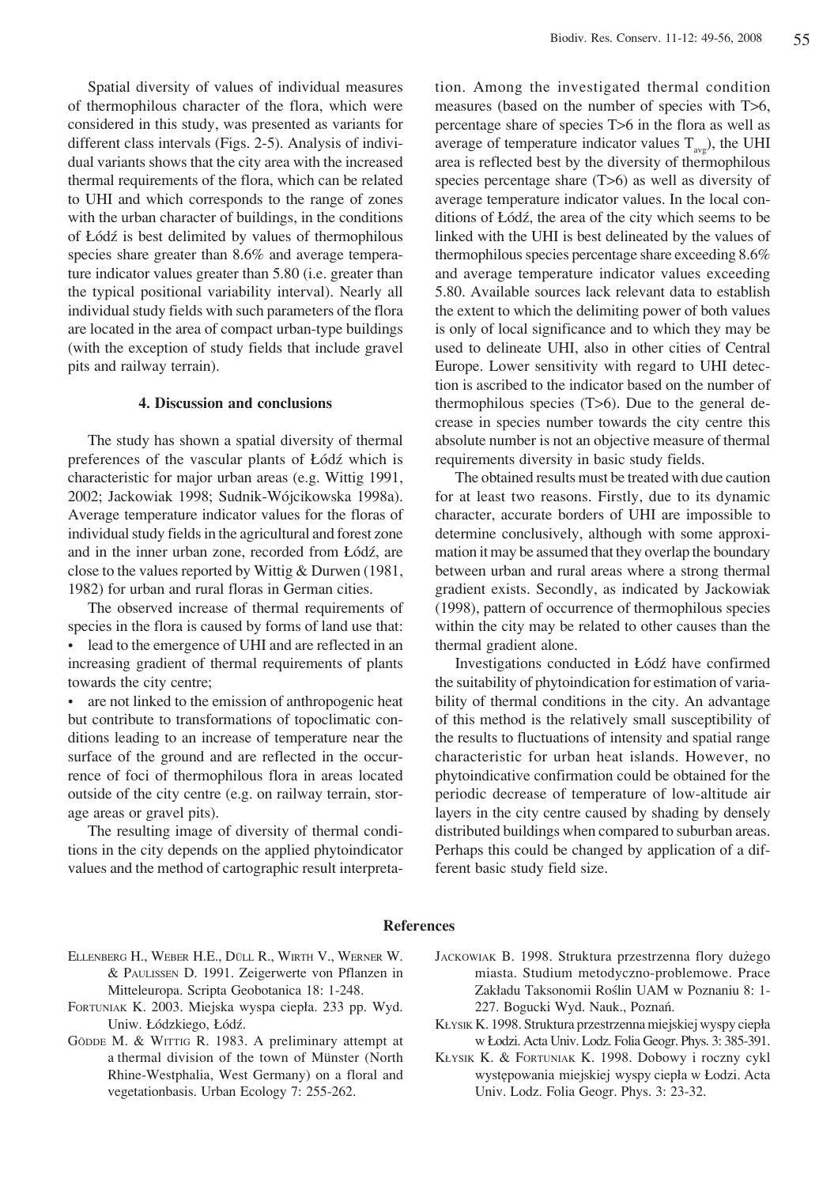Spatial diversity of values of individual measures of thermophilous character of the flora, which were considered in this study, was presented as variants for different class intervals (Figs. 2-5). Analysis of individual variants shows that the city area with the increased thermal requirements of the flora, which can be related to UHI and which corresponds to the range of zones with the urban character of buildings, in the conditions of Łódź is best delimited by values of thermophilous species share greater than 8.6% and average temperature indicator values greater than 5.80 (i.e. greater than the typical positional variability interval). Nearly all individual study fields with such parameters of the flora are located in the area of compact urban-type buildings (with the exception of study fields that include gravel pits and railway terrain).

## 4. Discussion and conclusions

The study has shown a spatial diversity of thermal preferences of the vascular plants of Łódź which is characteristic for major urban areas (e.g. Wittig 1991, 2002; Jackowiak 1998; Sudnik-Wójcikowska 1998a). Average temperature indicator values for the floras of individual study fields in the agricultural and forest zone and in the inner urban zone, recorded from Łódź, are close to the values reported by Wittig & Durwen (1981, 1982) for urban and rural floras in German cities.

The observed increase of thermal requirements of species in the flora is caused by forms of land use that:

- lead to the emergence of UHI and are reflected in an increasing gradient of thermal requirements of plants towards the city centre;
- are not linked to the emission of anthropogenic heat but contribute to transformations of topoclimatic conditions leading to an increase of temperature near the surface of the ground and are reflected in the occurrence of foci of thermophilous flora in areas located outside of the city centre (e.g. on railway terrain, storage areas or gravel pits).

The resulting image of diversity of thermal conditions in the city depends on the applied phytoindicator values and the method of cartographic result interpretation. Among the investigated thermal condition measures (based on the number of species with T>6, percentage share of species T>6 in the flora as well as average of temperature indicator values $T_{avg}$), the UHI area is reflected best by the diversity of thermophilous species percentage share (T>6) as well as diversity of average temperature indicator values. In the local conditions of Łódź, the area of the city which seems to be linked with the UHI is best delineated by the values of thermophilous species percentage share exceeding 8.6% and average temperature indicator values exceeding 5.80. Available sources lack relevant data to establish the extent to which the delimiting power of both values is only of local significance and to which they may be used to delineate UHI, also in other cities of Central Europe. Lower sensitivity with regard to UHI detection is ascribed to the indicator based on the number of thermophilous species (T>6). Due to the general decrease in species number towards the city centre this absolute number is not an objective measure of thermal requirements diversity in basic study fields.

The obtained results must be treated with due caution for at least two reasons. Firstly, due to its dynamic character, accurate borders of UHI are impossible to determine conclusively, although with some approximation it may be assumed that they overlap the boundary between urban and rural areas where a strong thermal gradient exists. Secondly, as indicated by Jackowiak (1998), pattern of occurrence of thermophilous species within the city may be related to other causes than the thermal gradient alone.

Investigations conducted in Łódź have confirmed the suitability of phytoindication for estimation of variability of thermal conditions in the city. An advantage of this method is the relatively small susceptibility of the results to fluctuations of intensity and spatial range characteristic for urban heat islands. However, no phytoindicative confirmation could be obtained for the periodic decrease of temperature of low-altitude air layers in the city centre caused by shading by densely distributed buildings when compared to suburban areas. Perhaps this could be changed by application of a different basic study field size.

## References

Ellenberg H., Weber H.E., Düll R., Wirth V., Werner W. & Paulissen D. 1991. Zeigerwerte von Pflanzen in Mitteleuropa. Scripta Geobotanica 18: 1-248.

Fortuniak K. 2003. Miejska wyspa ciepła. 233 pp. Wyd. Uniw. Łódzkiego, Łódź.

Gödde M. & Wittig R. 1983. A preliminary attempt at a thermal division of the town of Münster (North Rhine-Westphalia, West Germany) on a floral and vegetationbasis. Urban Ecology 7: 255-262.

Jackowiak B. 1998. Struktura przestrzenna flory dużego miasta. Studium metodyczno-problemowe. Prace Zakładu Taksonomii Roślin UAM w Poznaniu 8: 1-227. Bogucki Wyd. Nauk., Poznań.

Kłysik K. 1998. Struktura przestrzenna miejskiej wyspy ciepła w Łodzi. Acta Univ. Lodz. Folia Geogr. Phys. 3: 385-391.

Kłysik K. & Fortuniak K. 1998. Dobowy i roczny cykl występowania miejskiej wyspy ciepła w Łodzi. Acta Univ. Lodz. Folia Geogr. Phys. 3: 23-32.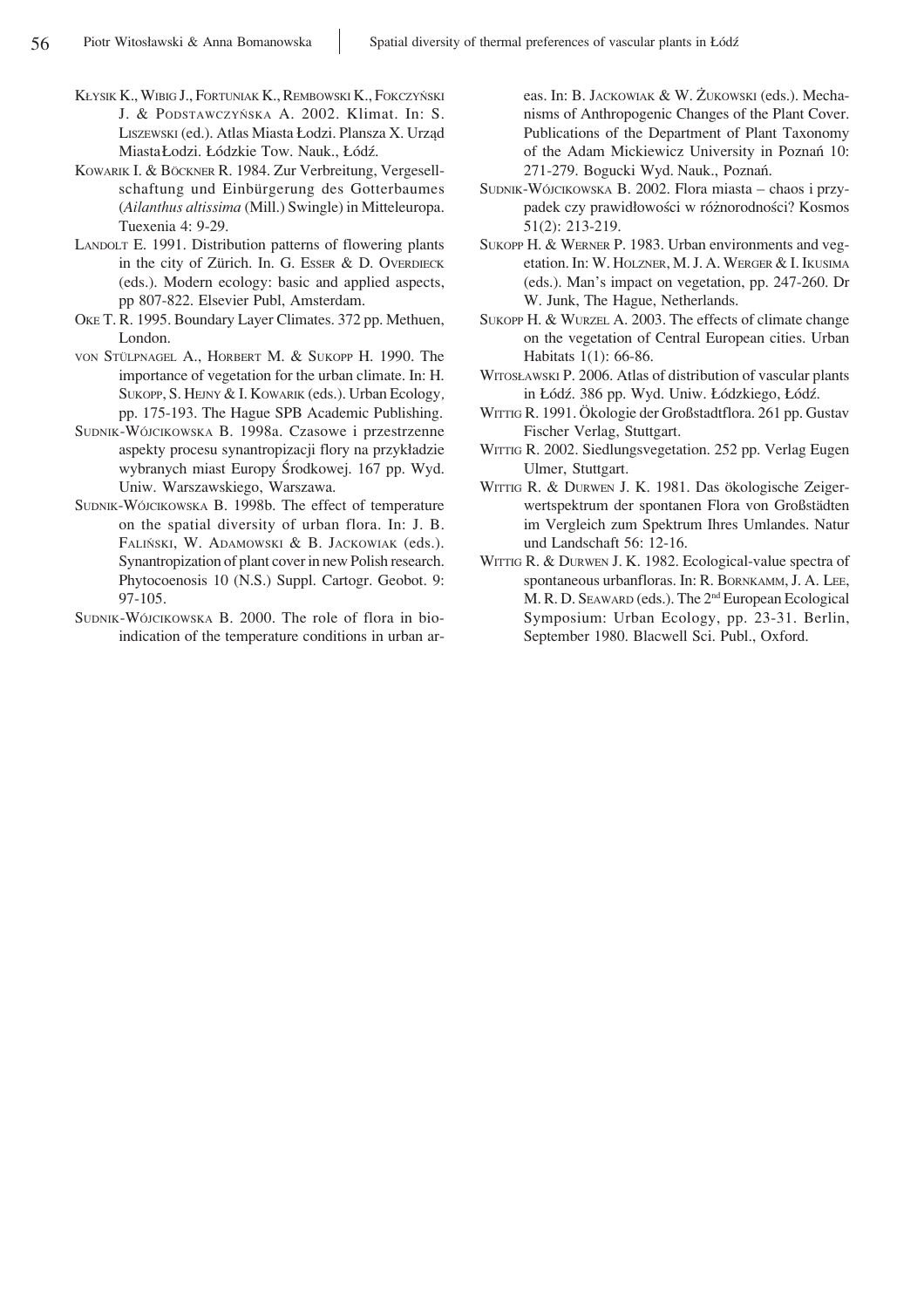Kłysik K., Wibig J., Fortuniak K., Rembowski K., Fokczyński J. & Podstawczyńska A. 2002. Klimat. In: S. Liszewski (ed.). Atlas Miasta Łodzi. Plansza X. Urząd MiastaŁodzi. Łódzkie Tow. Nauk., Łódź.

Kowarik I. & Böckner R. 1984. Zur Verbreitung, Vergesellschaftung und Einbürgerung des Gotterbaumes (*Ailanthus altissima* (Mill.) Swingle) in Mitteleuropa. Tuexenia 4: 9-29.

Landolt E. 1991. Distribution patterns of flowering plants in the city of Zürich. In. G. Esser & D. Overdieck (eds.). Modern ecology: basic and applied aspects, pp 807-822. Elsevier Publ, Amsterdam.

Oke T. R. 1995. Boundary Layer Climates. 372 pp. Methuen, London.

von Stülpnagel A., Horbert M. & Sukopp H. 1990. The importance of vegetation for the urban climate. In: H. Sukopp, S. Hejny & I. Kowarik (eds.). Urban Ecology, pp. 175-193. The Hague SPB Academic Publishing.

Sudnik-Wójcikowska B. 1998a. Czasowe i przestrzenne aspekty procesu synantropizacji flory na przykładzie wybranych miast Europy Środkowej. 167 pp. Wyd. Uniw. Warszawskiego, Warszawa.

Sudnik-Wójcikowska B. 1998b. The effect of temperature on the spatial diversity of urban flora. In: J. B. Faliński, W. Adamowski & B. Jackowiak (eds.). Synantropization of plant cover in new Polish research. Phytocoenosis 10 (N.S.) Suppl. Cartogr. Geobot. 9: 97-105.

Sudnik-Wójcikowska B. 2000. The role of flora in bioindication of the temperature conditions in urban areas. In: B. Jackowiak & W. Żukowski (eds.). Mechanisms of Anthropogenic Changes of the Plant Cover. Publications of the Department of Plant Taxonomy of the Adam Mickiewicz University in Poznań 10: 271-279. Bogucki Wyd. Nauk., Poznań.

Sudnik-Wójcikowska B. 2002. Flora miasta – chaos i przypadek czy prawidłowości w różnorodności? Kosmos 51(2): 213-219.

Sukopp H. & Werner P. 1983. Urban environments and vegetation. In: W. Holzner, M. J. A. Werger & I. Ikusima (eds.). Man's impact on vegetation, pp. 247-260. Dr W. Junk, The Hague, Netherlands.

Sukopp H. & Wurzel A. 2003. The effects of climate change on the vegetation of Central European cities. Urban Habitats 1(1): 66-86.

Witosławski P. 2006. Atlas of distribution of vascular plants in Łódź. 386 pp. Wyd. Uniw. Łódzkiego, Łódź.

Wittig R. 1991. Ökologie der Großstadtflora. 261 pp. Gustav Fischer Verlag, Stuttgart.

Wittig R. 2002. Siedlungsvegetation. 252 pp. Verlag Eugen Ulmer, Stuttgart.

Wittig R. & Durwen J. K. 1981. Das ökologische Zeigerwertspektrum der spontanen Flora von Großstädten im Vergleich zum Spektrum Ihres Umlandes. Natur und Landschaft 56: 12-16.

Wittig R. & Durwen J. K. 1982. Ecological-value spectra of spontaneous urbanfloras. In: R. Bornkamm, J. A. Lee, M. R. D. Seaward (eds.). The 2nd European Ecological Symposium: Urban Ecology, pp. 23-31. Berlin, September 1980. Blacwell Sci. Publ., Oxford.